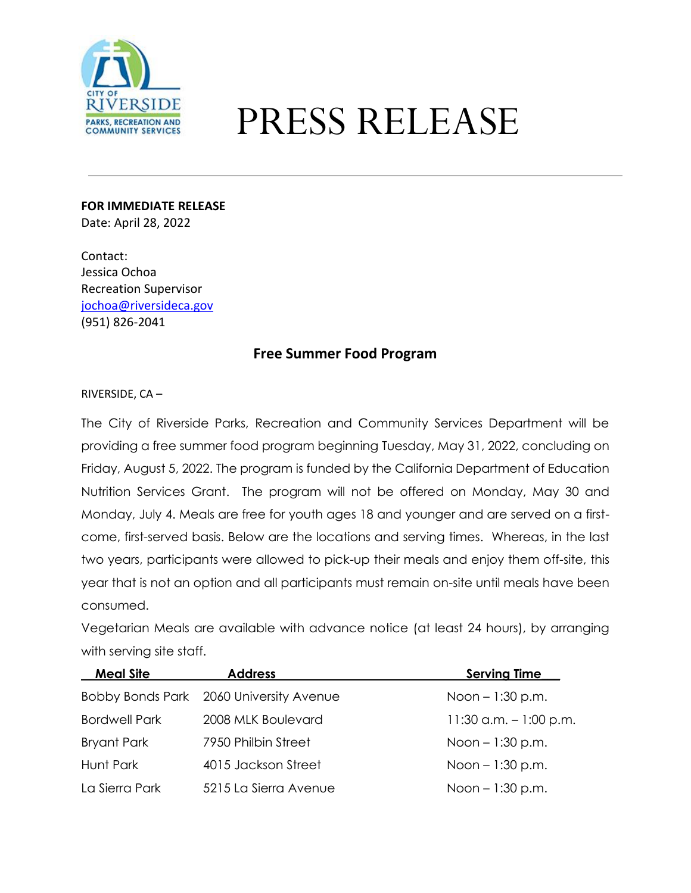# PRESS RELEASE

**FOR IMMEDIATE RELEASE**
Date: April 28, 2022

Contact:
Jessica Ochoa
Recreation Supervisor
jochoa@riversideca.gov
(951) 826-2041

## Free Summer Food Program

RIVERSIDE, CA –

The City of Riverside Parks, Recreation and Community Services Department will be providing a free summer food program beginning Tuesday, May 31, 2022, concluding on Friday, August 5, 2022. The program is funded by the California Department of Education Nutrition Services Grant. The program will not be offered on Monday, May 30 and Monday, July 4. Meals are free for youth ages 18 and younger and are served on a first-come, first-served basis. Below are the locations and serving times. Whereas, in the last two years, participants were allowed to pick-up their meals and enjoy them off-site, this year that is not an option and all participants must remain on-site until meals have been consumed.

Vegetarian Meals are available with advance notice (at least 24 hours), by arranging with serving site staff.

| Meal Site | Address | Serving Time |
|---|---|---|
| Bobby Bonds Park | 2060 University Avenue | Noon – 1:30 p.m. |
| Bordwell Park | 2008 MLK Boulevard | 11:30 a.m. – 1:00 p.m. |
| Bryant Park | 7950 Philbin Street | Noon – 1:30 p.m. |
| Hunt Park | 4015 Jackson Street | Noon – 1:30 p.m. |
| La Sierra Park | 5215 La Sierra Avenue | Noon – 1:30 p.m. |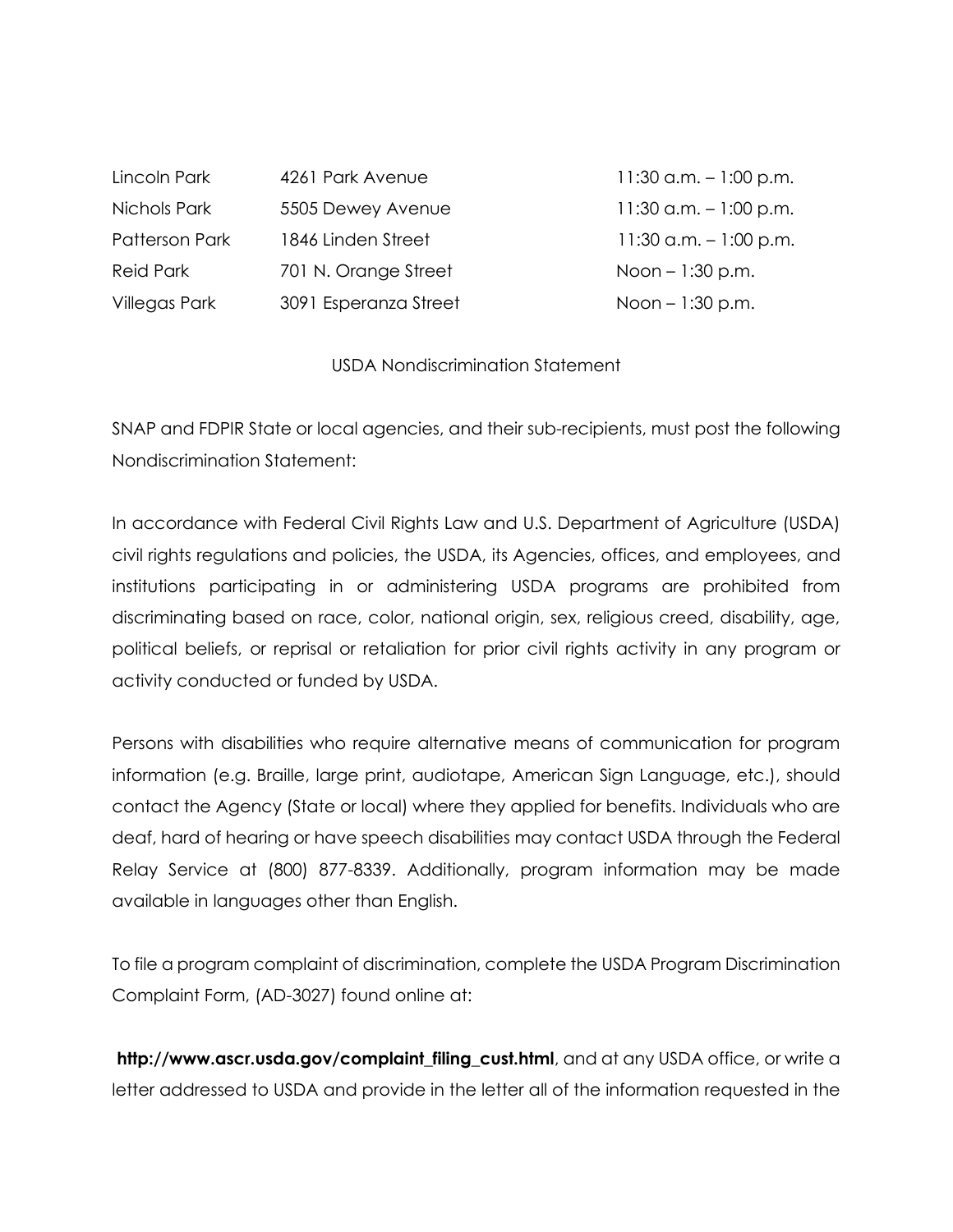| | | |
|---|---|---|
| Lincoln Park | 4261 Park Avenue | 11:30 a.m. – 1:00 p.m. |
| Nichols Park | 5505 Dewey Avenue | 11:30 a.m. – 1:00 p.m. |
| Patterson Park | 1846 Linden Street | 11:30 a.m. – 1:00 p.m. |
| Reid Park | 701 N. Orange Street | Noon – 1:30 p.m. |
| Villegas Park | 3091 Esperanza Street | Noon – 1:30 p.m. |

USDA Nondiscrimination Statement

SNAP and FDPIR State or local agencies, and their sub-recipients, must post the following Nondiscrimination Statement:

In accordance with Federal Civil Rights Law and U.S. Department of Agriculture (USDA) civil rights regulations and policies, the USDA, its Agencies, offices, and employees, and institutions participating in or administering USDA programs are prohibited from discriminating based on race, color, national origin, sex, religious creed, disability, age, political beliefs, or reprisal or retaliation for prior civil rights activity in any program or activity conducted or funded by USDA.

Persons with disabilities who require alternative means of communication for program information (e.g. Braille, large print, audiotape, American Sign Language, etc.), should contact the Agency (State or local) where they applied for benefits. Individuals who are deaf, hard of hearing or have speech disabilities may contact USDA through the Federal Relay Service at (800) 877-8339. Additionally, program information may be made available in languages other than English.

To file a program complaint of discrimination, complete the USDA Program Discrimination Complaint Form, (AD-3027) found online at:

**http://www.ascr.usda.gov/complaint_filing_cust.html**, and at any USDA office, or write a letter addressed to USDA and provide in the letter all of the information requested in the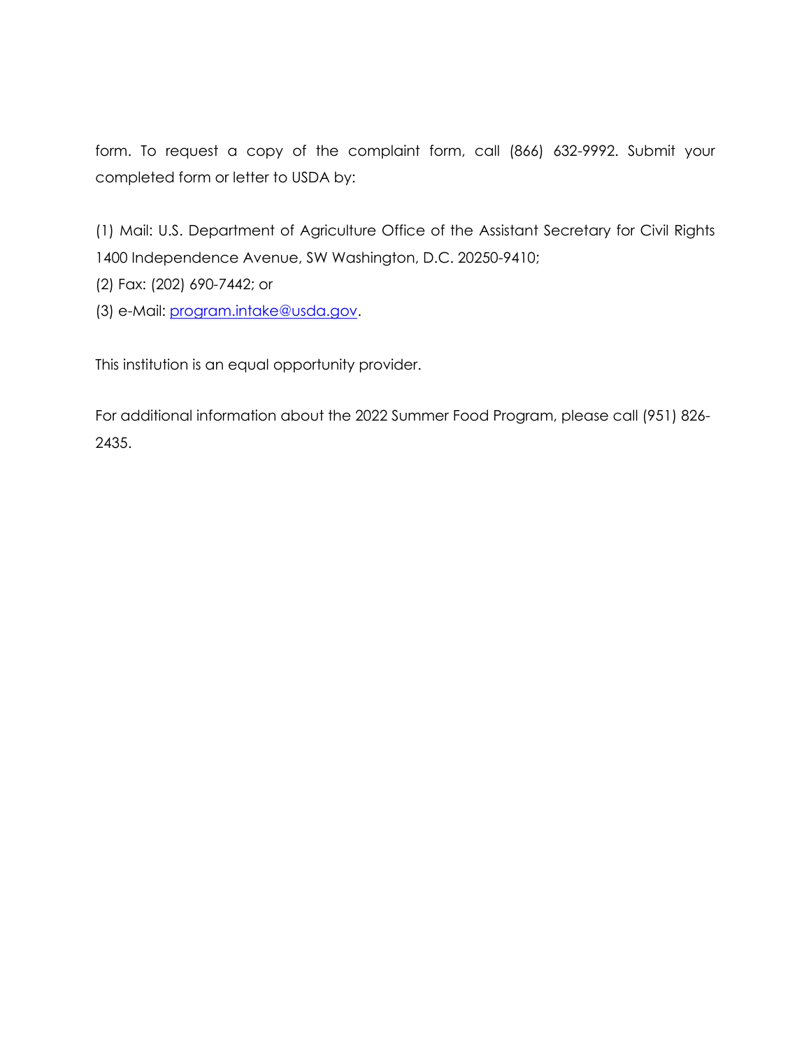form. To request a copy of the complaint form, call (866) 632-9992. Submit your completed form or letter to USDA by:

(1) Mail: U.S. Department of Agriculture Office of the Assistant Secretary for Civil Rights 1400 Independence Avenue, SW Washington, D.C. 20250-9410;

(2) Fax: (202) 690-7442; or

(3) e-Mail: program.intake@usda.gov.

This institution is an equal opportunity provider.

For additional information about the 2022 Summer Food Program, please call (951) 826-2435.